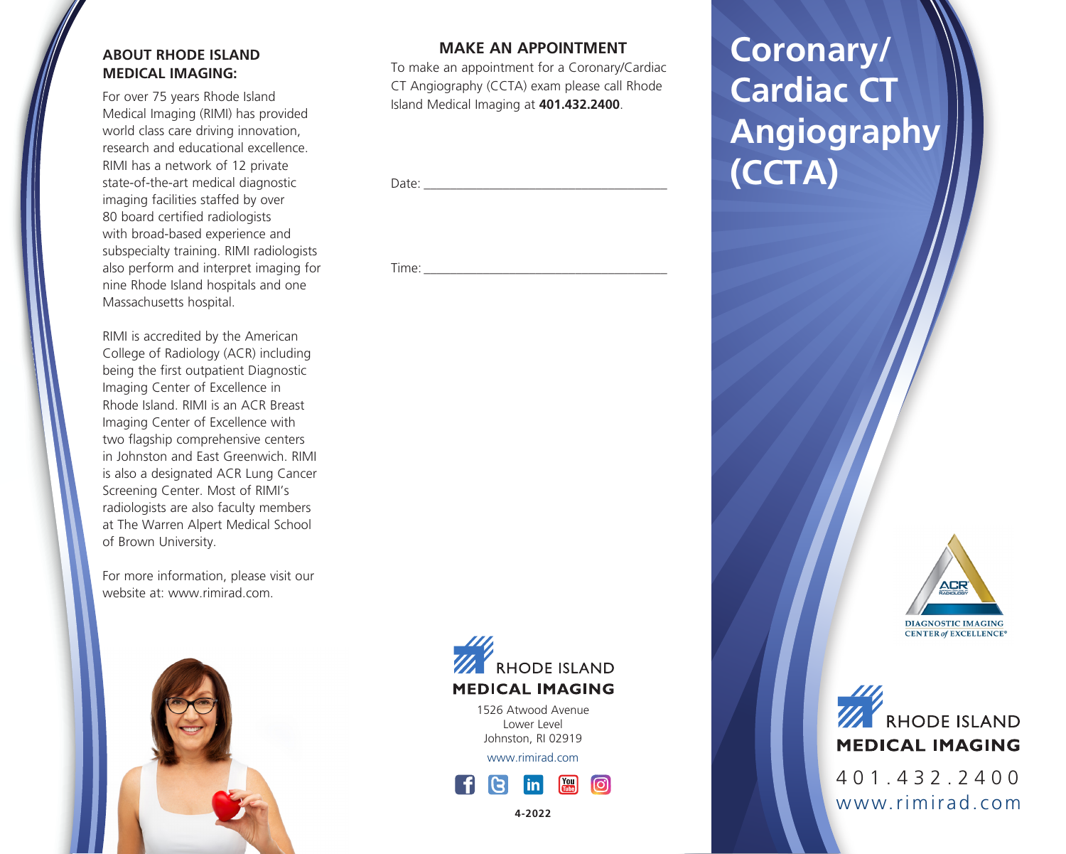# Coronary/ Cardiac CT Angiography (CCTA)

### ABOUT RHODE ISLAND MEDICAL IMAGING:

For over 75 years Rhode Island Medical Imaging (RIMI) has provided world class care driving innovation, research and educational excellence. RIMI has a network of 12 private state-of-the-art medical diagnostic imaging facilities staffed by over 80 board certified radiologists with broad-based experience and subspecialty training. RIMI radiologists also perform and interpret imaging for nine Rhode Island hospitals and one Massachusetts hospital.

RIMI is accredited by the American College of Radiology (ACR) including being the first outpatient Diagnostic Imaging Center of Excellence in Rhode Island. RIMI is an ACR Breast Imaging Center of Excellence with two flagship comprehensive centers in Johnston and East Greenwich. RIMI is also a designated ACR Lung Cancer Screening Center. Most of RIMI's radiologists are also faculty members at The Warren Alpert Medical School of Brown University.

For more information, please visit our website at: www.rimirad.com.

### MAKE AN APPOINTMENT

To make an appointment for a Coronary/Cardiac CT Angiography (CCTA) exam please call Rhode Island Medical Imaging at **401.432.2400**.

Date: ___________________________________

Time: ___________________________________

RHODE ISLAND
**MEDICAL IMAGING**

1526 Atwood Avenue
Lower Level
Johnston, RI 02919

www.rimirad.com

**4-2022**

ACR RADIOLOGY
DIAGNOSTIC IMAGING CENTER *of* EXCELLENCE®

RHODE ISLAND
**MEDICAL IMAGING**

401.432.2400
www.rimirad.com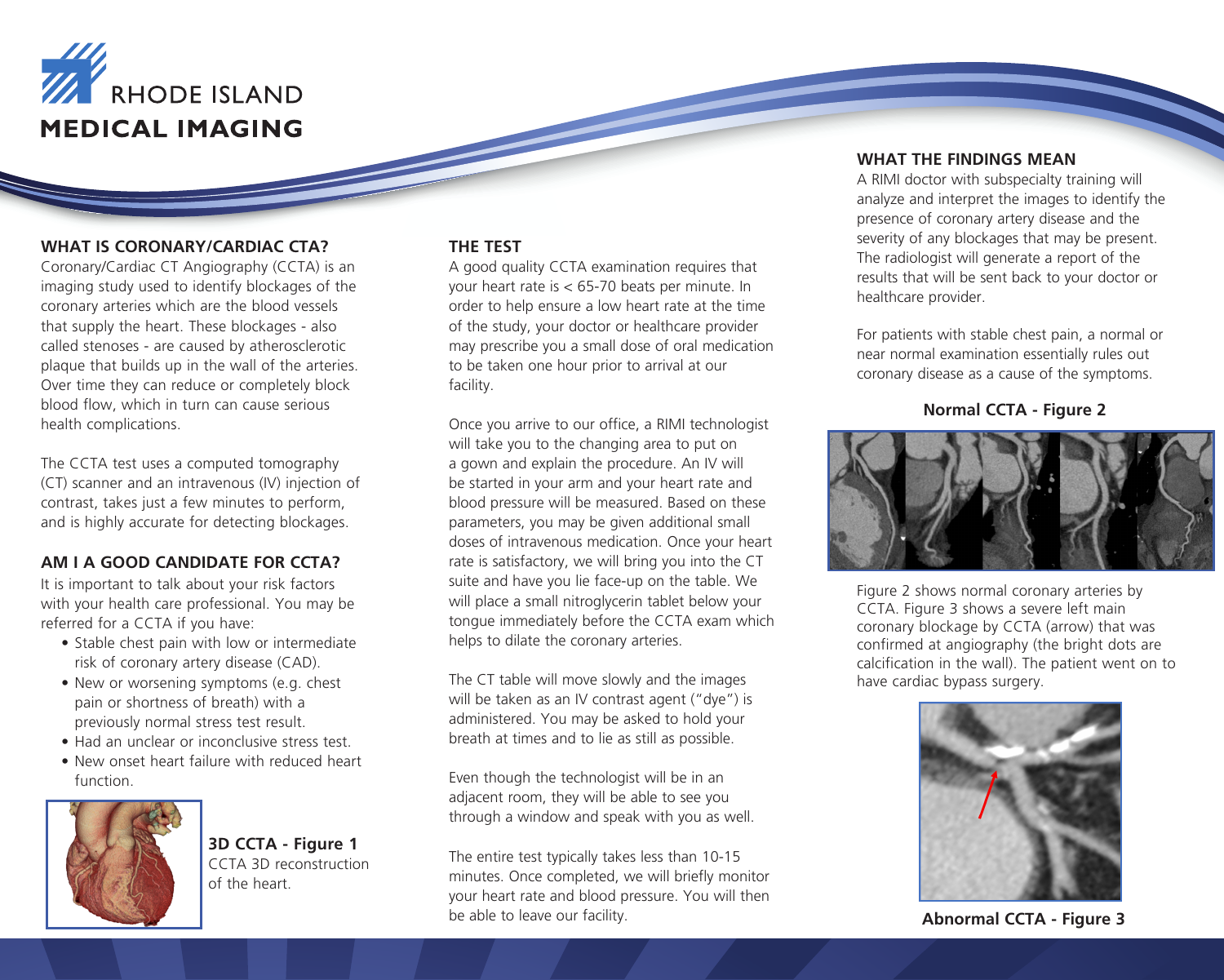RHODE ISLAND
**MEDICAL IMAGING**

## WHAT IS CORONARY/CARDIAC CTA?

Coronary/Cardiac CT Angiography (CCTA) is an imaging study used to identify blockages of the coronary arteries which are the blood vessels that supply the heart. These blockages - also called stenoses - are caused by atherosclerotic plaque that builds up in the wall of the arteries. Over time they can reduce or completely block blood flow, which in turn can cause serious health complications.

The CCTA test uses a computed tomography (CT) scanner and an intravenous (IV) injection of contrast, takes just a few minutes to perform, and is highly accurate for detecting blockages.

## AM I A GOOD CANDIDATE FOR CCTA?

It is important to talk about your risk factors with your health care professional. You may be referred for a CCTA if you have:

- Stable chest pain with low or intermediate risk of coronary artery disease (CAD).
- New or worsening symptoms (e.g. chest pain or shortness of breath) with a previously normal stress test result.
- Had an unclear or inconclusive stress test.
- New onset heart failure with reduced heart function.

**3D CCTA - Figure 1**
CCTA 3D reconstruction of the heart.

## THE TEST

A good quality CCTA examination requires that your heart rate is < 65-70 beats per minute. In order to help ensure a low heart rate at the time of the study, your doctor or healthcare provider may prescribe you a small dose of oral medication to be taken one hour prior to arrival at our facility.

Once you arrive to our office, a RIMI technologist will take you to the changing area to put on a gown and explain the procedure. An IV will be started in your arm and your heart rate and blood pressure will be measured. Based on these parameters, you may be given additional small doses of intravenous medication. Once your heart rate is satisfactory, we will bring you into the CT suite and have you lie face-up on the table. We will place a small nitroglycerin tablet below your tongue immediately before the CCTA exam which helps to dilate the coronary arteries.

The CT table will move slowly and the images will be taken as an IV contrast agent ("dye") is administered. You may be asked to hold your breath at times and to lie as still as possible.

Even though the technologist will be in an adjacent room, they will be able to see you through a window and speak with you as well.

The entire test typically takes less than 10-15 minutes. Once completed, we will briefly monitor your heart rate and blood pressure. You will then be able to leave our facility.

## WHAT THE FINDINGS MEAN

A RIMI doctor with subspecialty training will analyze and interpret the images to identify the presence of coronary artery disease and the severity of any blockages that may be present. The radiologist will generate a report of the results that will be sent back to your doctor or healthcare provider.

For patients with stable chest pain, a normal or near normal examination essentially rules out coronary disease as a cause of the symptoms.

**Normal CCTA - Figure 2**

Figure 2 shows normal coronary arteries by CCTA. Figure 3 shows a severe left main coronary blockage by CCTA (arrow) that was confirmed at angiography (the bright dots are calcification in the wall). The patient went on to have cardiac bypass surgery.

**Abnormal CCTA - Figure 3**